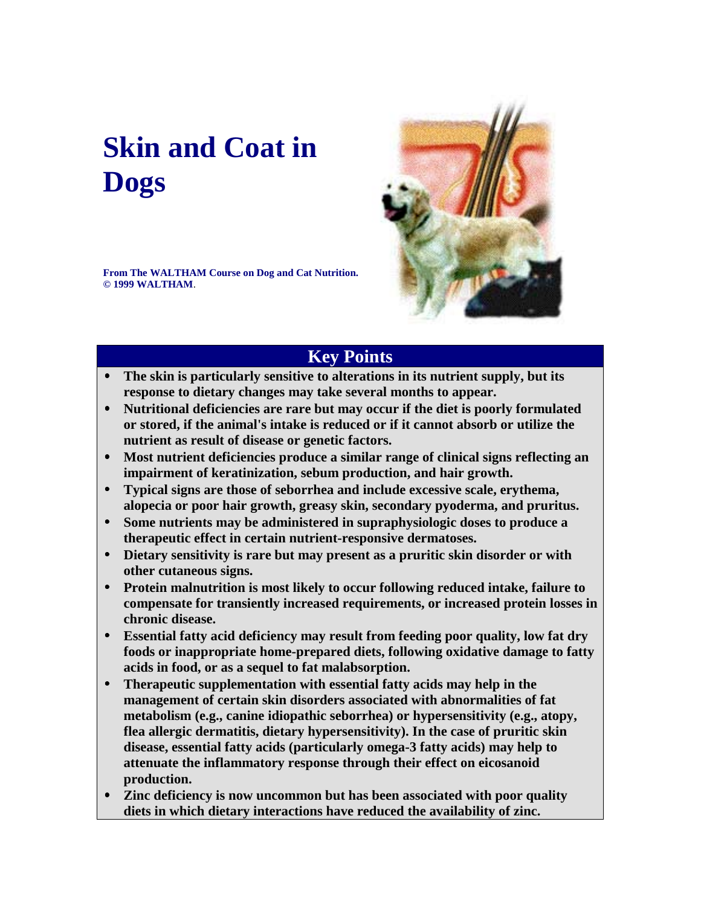# Skin and Coat in Dogs

**From The WALTHAM Course on Dog and Cat Nutrition.**
**© 1999 WALTHAM.**

## Key Points

- **The skin is particularly sensitive to alterations in its nutrient supply, but its response to dietary changes may take several months to appear.**
- **Nutritional deficiencies are rare but may occur if the diet is poorly formulated or stored, if the animal's intake is reduced or if it cannot absorb or utilize the nutrient as result of disease or genetic factors.**
- **Most nutrient deficiencies produce a similar range of clinical signs reflecting an impairment of keratinization, sebum production, and hair growth.**
- **Typical signs are those of seborrhea and include excessive scale, erythema, alopecia or poor hair growth, greasy skin, secondary pyoderma, and pruritus.**
- **Some nutrients may be administered in supraphysiologic doses to produce a therapeutic effect in certain nutrient-responsive dermatoses.**
- **Dietary sensitivity is rare but may present as a pruritic skin disorder or with other cutaneous signs.**
- **Protein malnutrition is most likely to occur following reduced intake, failure to compensate for transiently increased requirements, or increased protein losses in chronic disease.**
- **Essential fatty acid deficiency may result from feeding poor quality, low fat dry foods or inappropriate home-prepared diets, following oxidative damage to fatty acids in food, or as a sequel to fat malabsorption.**
- **Therapeutic supplementation with essential fatty acids may help in the management of certain skin disorders associated with abnormalities of fat metabolism (e.g., canine idiopathic seborrhea) or hypersensitivity (e.g., atopy, flea allergic dermatitis, dietary hypersensitivity). In the case of pruritic skin disease, essential fatty acids (particularly omega-3 fatty acids) may help to attenuate the inflammatory response through their effect on eicosanoid production.**
- **Zinc deficiency is now uncommon but has been associated with poor quality diets in which dietary interactions have reduced the availability of zinc.**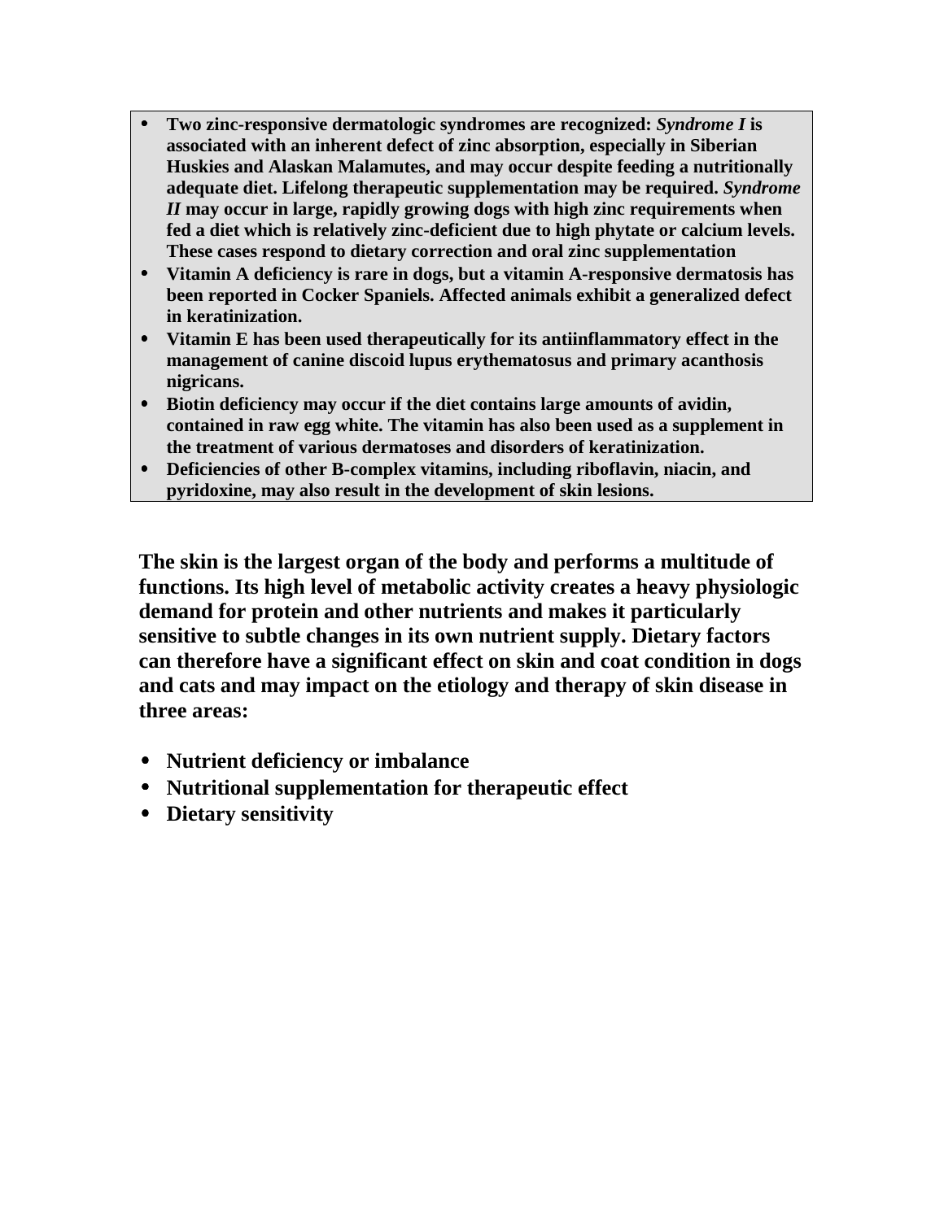- **Two zinc-responsive dermatologic syndromes are recognized: *Syndrome I* is associated with an inherent defect of zinc absorption, especially in Siberian Huskies and Alaskan Malamutes, and may occur despite feeding a nutritionally adequate diet. Lifelong therapeutic supplementation may be required. *Syndrome II* may occur in large, rapidly growing dogs with high zinc requirements when fed a diet which is relatively zinc-deficient due to high phytate or calcium levels. These cases respond to dietary correction and oral zinc supplementation**
- **Vitamin A deficiency is rare in dogs, but a vitamin A-responsive dermatosis has been reported in Cocker Spaniels. Affected animals exhibit a generalized defect in keratinization.**
- **Vitamin E has been used therapeutically for its antiinflammatory effect in the management of canine discoid lupus erythematosus and primary acanthosis nigricans.**
- **Biotin deficiency may occur if the diet contains large amounts of avidin, contained in raw egg white. The vitamin has also been used as a supplement in the treatment of various dermatoses and disorders of keratinization.**
- **Deficiencies of other B-complex vitamins, including riboflavin, niacin, and pyridoxine, may also result in the development of skin lesions.**

**The skin is the largest organ of the body and performs a multitude of functions. Its high level of metabolic activity creates a heavy physiologic demand for protein and other nutrients and makes it particularly sensitive to subtle changes in its own nutrient supply. Dietary factors can therefore have a significant effect on skin and coat condition in dogs and cats and may impact on the etiology and therapy of skin disease in three areas:**

- **Nutrient deficiency or imbalance**
- **Nutritional supplementation for therapeutic effect**
- **Dietary sensitivity**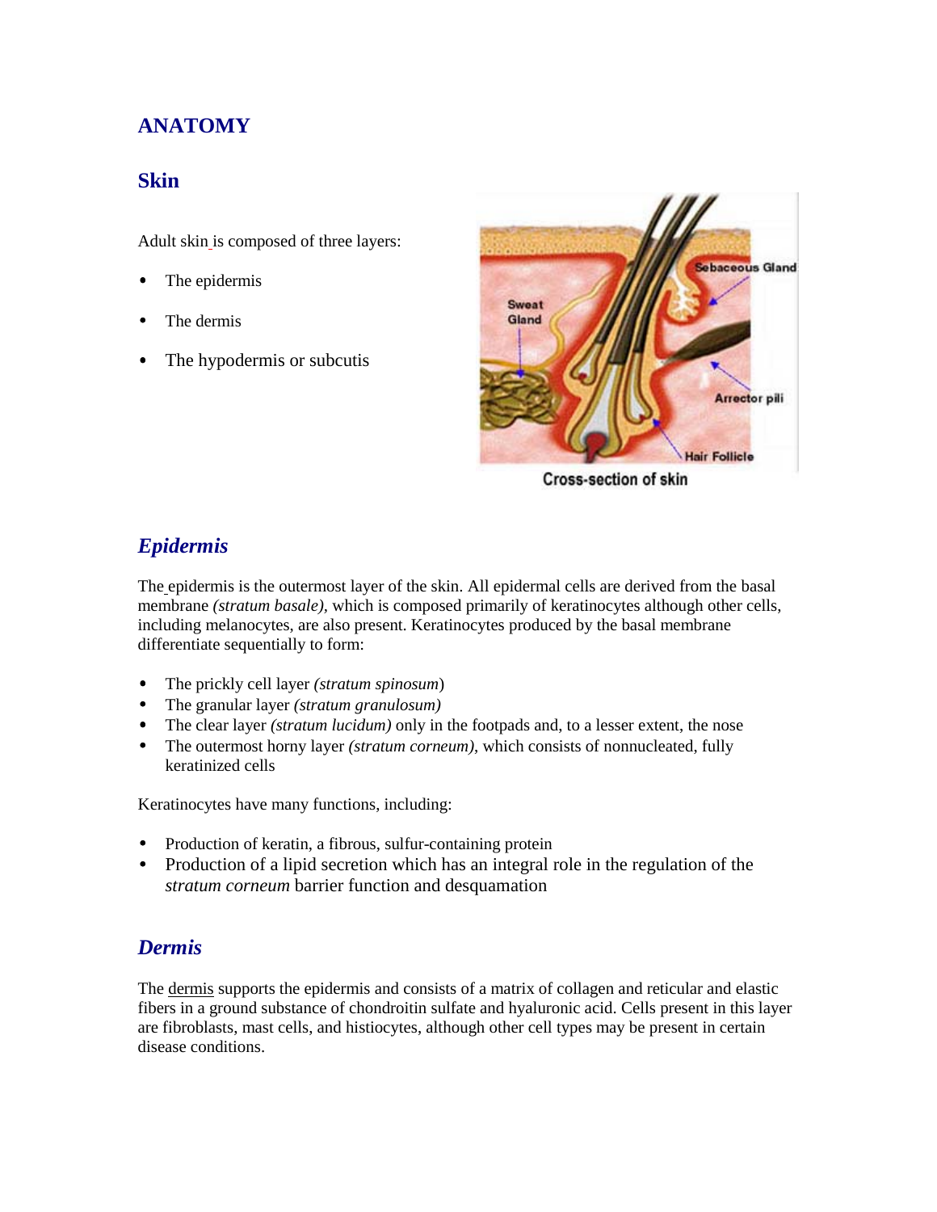# ANATOMY

## Skin

Adult skin is composed of three layers:

- The epidermis
- The dermis
- The hypodermis or subcutis

Cross-section of skin

### *Epidermis*

The epidermis is the outermost layer of the skin. All epidermal cells are derived from the basal membrane *(stratum basale)*, which is composed primarily of keratinocytes although other cells, including melanocytes, are also present. Keratinocytes produced by the basal membrane differentiate sequentially to form:

- The prickly cell layer *(stratum spinosum)*
- The granular layer *(stratum granulosum)*
- The clear layer *(stratum lucidum)* only in the footpads and, to a lesser extent, the nose
- The outermost horny layer *(stratum corneum)*, which consists of nonnucleated, fully keratinized cells

Keratinocytes have many functions, including:

- Production of keratin, a fibrous, sulfur-containing protein
- Production of a lipid secretion which has an integral role in the regulation of the *stratum corneum* barrier function and desquamation

### *Dermis*

The dermis supports the epidermis and consists of a matrix of collagen and reticular and elastic fibers in a ground substance of chondroitin sulfate and hyaluronic acid. Cells present in this layer are fibroblasts, mast cells, and histiocytes, although other cell types may be present in certain disease conditions.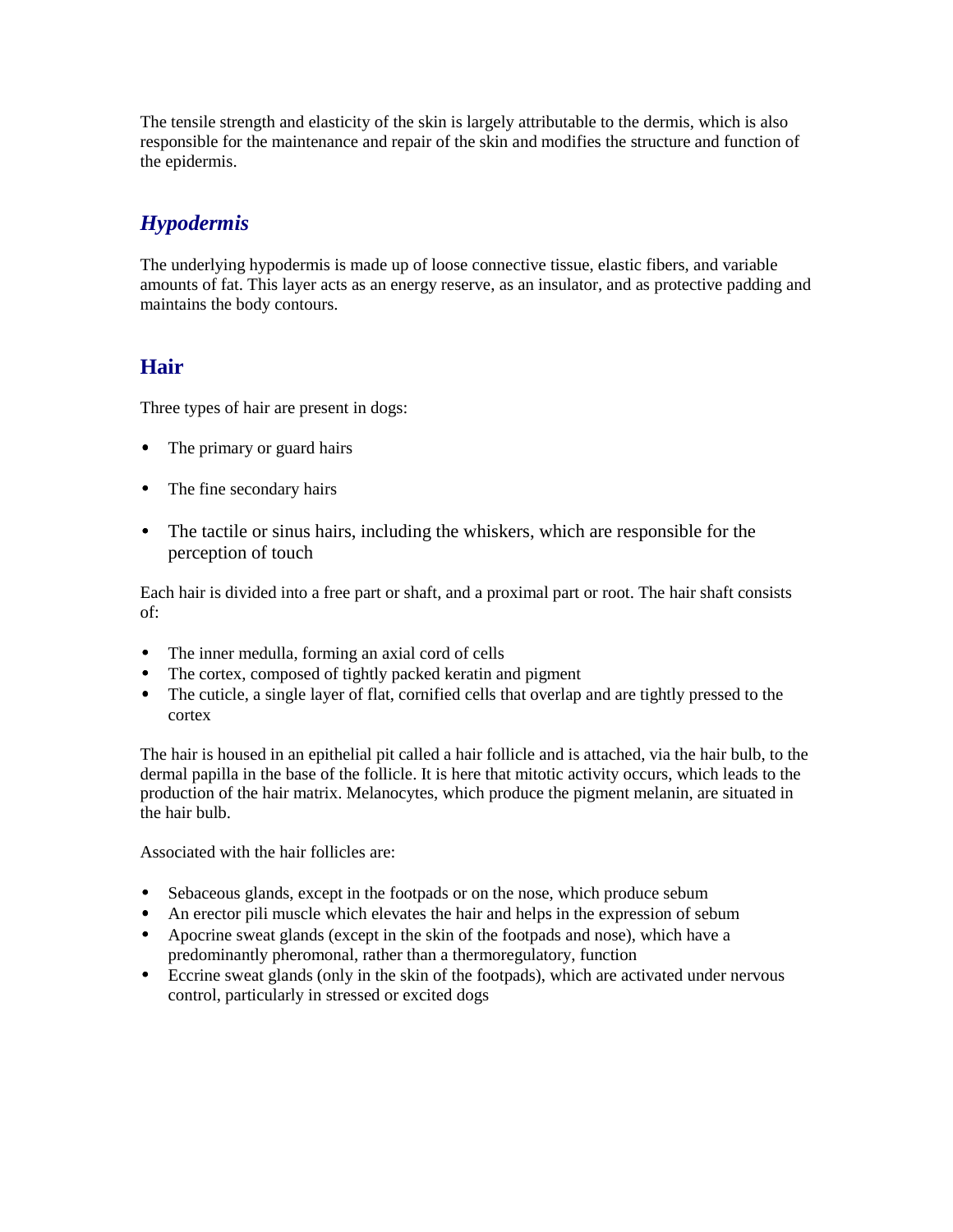The tensile strength and elasticity of the skin is largely attributable to the dermis, which is also responsible for the maintenance and repair of the skin and modifies the structure and function of the epidermis.

### *Hypodermis*

The underlying hypodermis is made up of loose connective tissue, elastic fibers, and variable amounts of fat. This layer acts as an energy reserve, as an insulator, and as protective padding and maintains the body contours.

## Hair

Three types of hair are present in dogs:

- The primary or guard hairs
- The fine secondary hairs
- The tactile or sinus hairs, including the whiskers, which are responsible for the perception of touch

Each hair is divided into a free part or shaft, and a proximal part or root. The hair shaft consists of:

- The inner medulla, forming an axial cord of cells
- The cortex, composed of tightly packed keratin and pigment
- The cuticle, a single layer of flat, cornified cells that overlap and are tightly pressed to the cortex

The hair is housed in an epithelial pit called a hair follicle and is attached, via the hair bulb, to the dermal papilla in the base of the follicle. It is here that mitotic activity occurs, which leads to the production of the hair matrix. Melanocytes, which produce the pigment melanin, are situated in the hair bulb.

Associated with the hair follicles are:

- Sebaceous glands, except in the footpads or on the nose, which produce sebum
- An erector pili muscle which elevates the hair and helps in the expression of sebum
- Apocrine sweat glands (except in the skin of the footpads and nose), which have a predominantly pheromonal, rather than a thermoregulatory, function
- Eccrine sweat glands (only in the skin of the footpads), which are activated under nervous control, particularly in stressed or excited dogs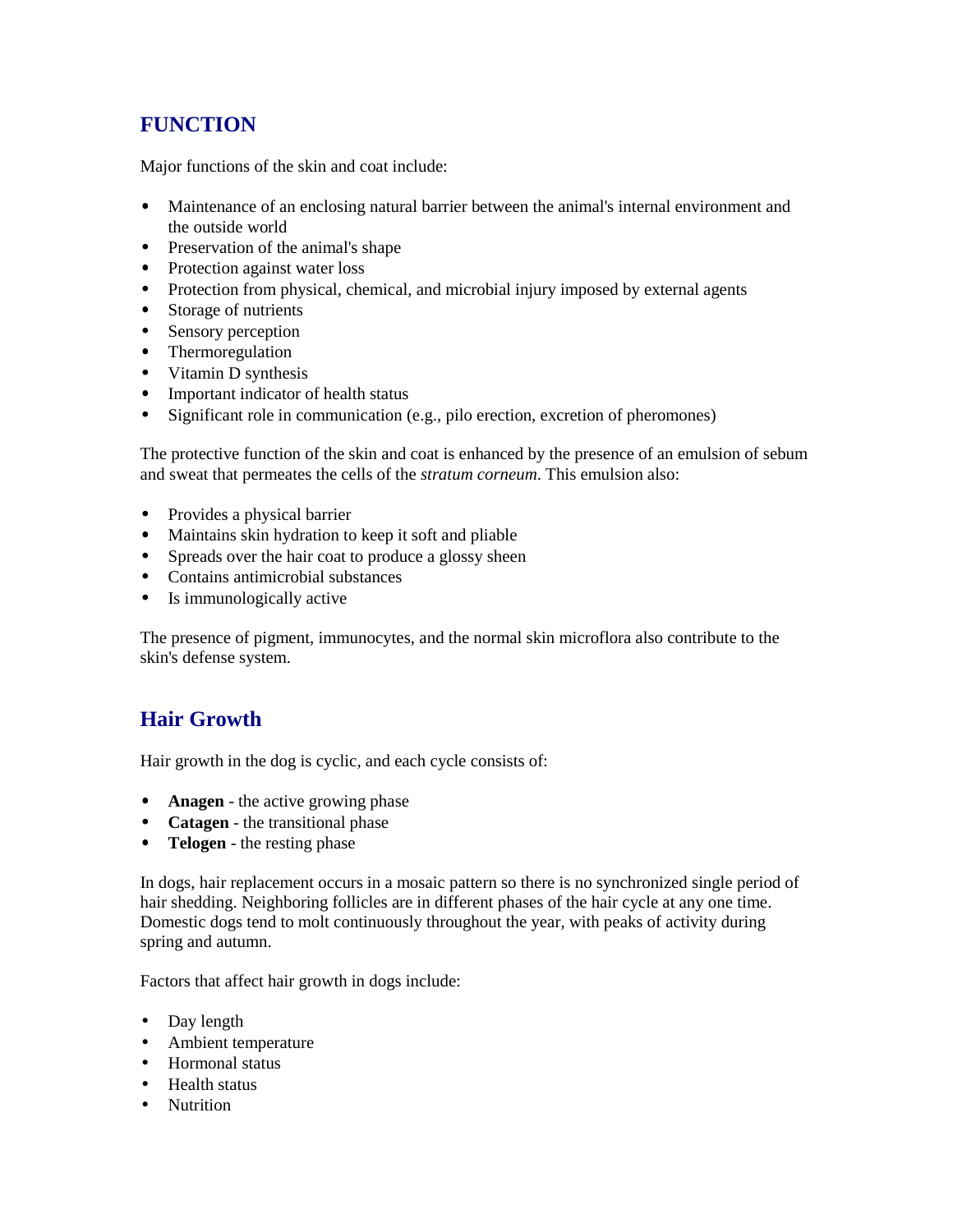## FUNCTION

Major functions of the skin and coat include:

- Maintenance of an enclosing natural barrier between the animal's internal environment and the outside world
- Preservation of the animal's shape
- Protection against water loss
- Protection from physical, chemical, and microbial injury imposed by external agents
- Storage of nutrients
- Sensory perception
- Thermoregulation
- Vitamin D synthesis
- Important indicator of health status
- Significant role in communication (e.g., pilo erection, excretion of pheromones)

The protective function of the skin and coat is enhanced by the presence of an emulsion of sebum and sweat that permeates the cells of the *stratum corneum*. This emulsion also:

- Provides a physical barrier
- Maintains skin hydration to keep it soft and pliable
- Spreads over the hair coat to produce a glossy sheen
- Contains antimicrobial substances
- Is immunologically active

The presence of pigment, immunocytes, and the normal skin microflora also contribute to the skin's defense system.

## Hair Growth

Hair growth in the dog is cyclic, and each cycle consists of:

- **Anagen** - the active growing phase
- **Catagen** - the transitional phase
- **Telogen** - the resting phase

In dogs, hair replacement occurs in a mosaic pattern so there is no synchronized single period of hair shedding. Neighboring follicles are in different phases of the hair cycle at any one time. Domestic dogs tend to molt continuously throughout the year, with peaks of activity during spring and autumn.

Factors that affect hair growth in dogs include:

- Day length
- Ambient temperature
- Hormonal status
- Health status
- Nutrition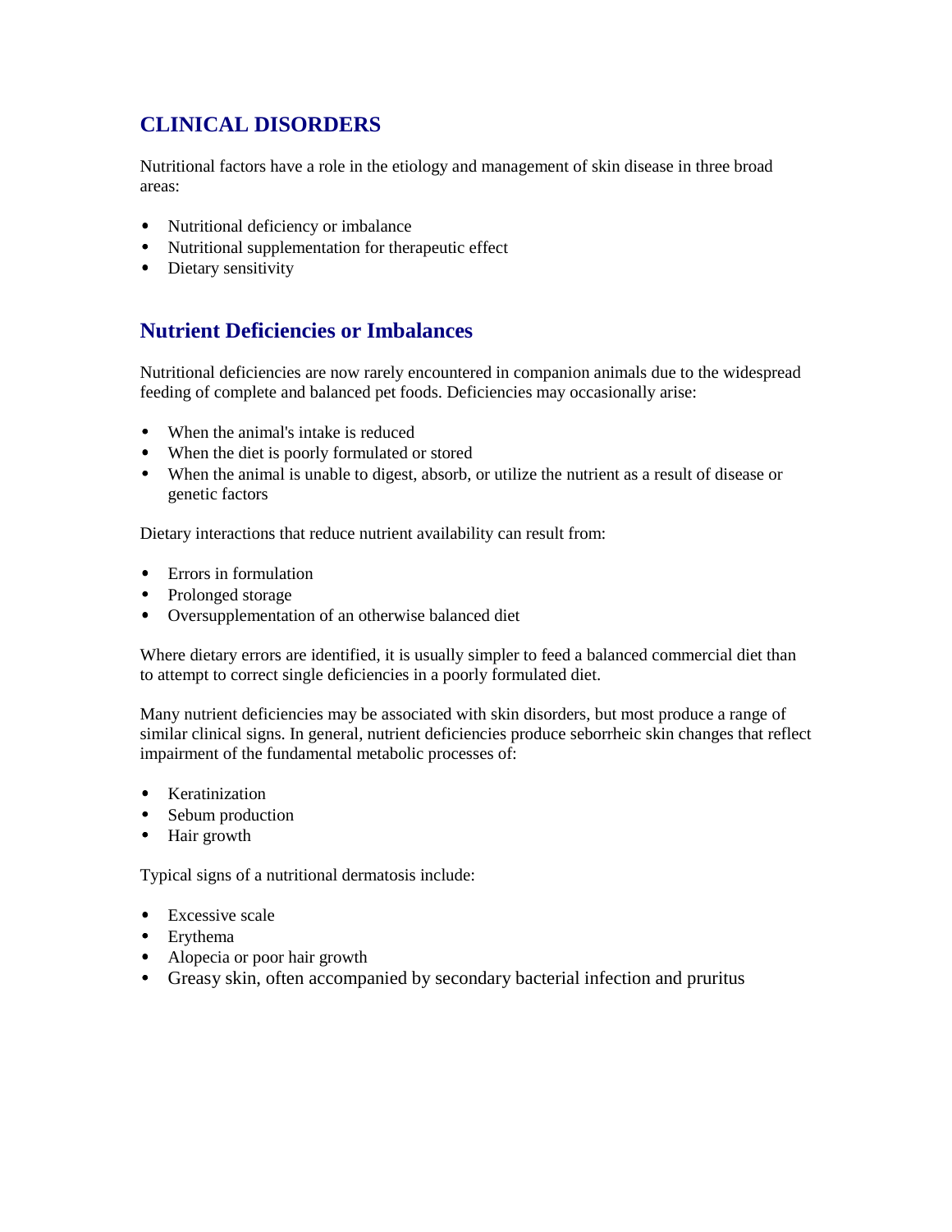## CLINICAL DISORDERS

Nutritional factors have a role in the etiology and management of skin disease in three broad areas:

- Nutritional deficiency or imbalance
- Nutritional supplementation for therapeutic effect
- Dietary sensitivity

## Nutrient Deficiencies or Imbalances

Nutritional deficiencies are now rarely encountered in companion animals due to the widespread feeding of complete and balanced pet foods. Deficiencies may occasionally arise:

- When the animal's intake is reduced
- When the diet is poorly formulated or stored
- When the animal is unable to digest, absorb, or utilize the nutrient as a result of disease or genetic factors

Dietary interactions that reduce nutrient availability can result from:

- Errors in formulation
- Prolonged storage
- Oversupplementation of an otherwise balanced diet

Where dietary errors are identified, it is usually simpler to feed a balanced commercial diet than to attempt to correct single deficiencies in a poorly formulated diet.

Many nutrient deficiencies may be associated with skin disorders, but most produce a range of similar clinical signs. In general, nutrient deficiencies produce seborrheic skin changes that reflect impairment of the fundamental metabolic processes of:

- Keratinization
- Sebum production
- Hair growth

Typical signs of a nutritional dermatosis include:

- Excessive scale
- Erythema
- Alopecia or poor hair growth
- Greasy skin, often accompanied by secondary bacterial infection and pruritus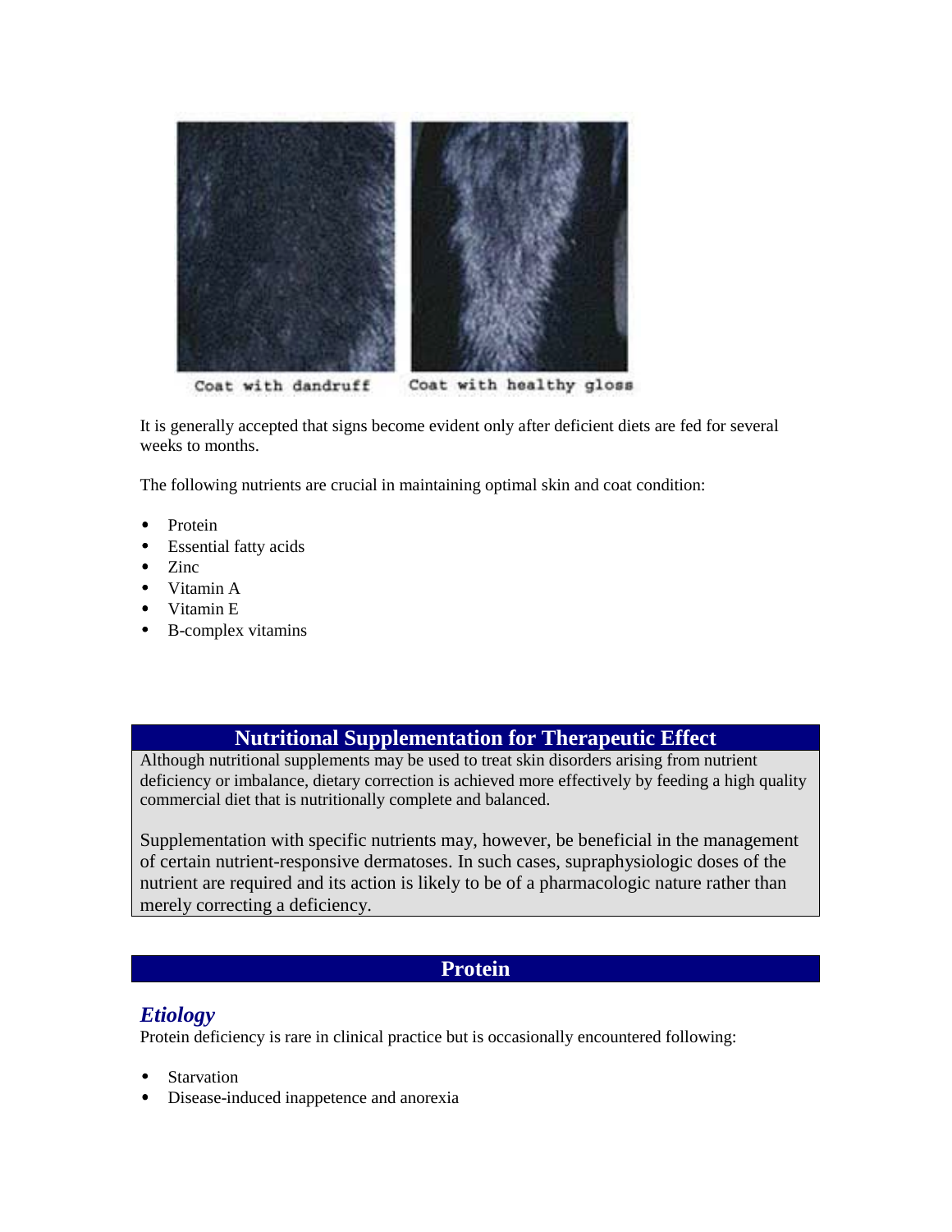Coat with dandruff

Coat with healthy gloss

It is generally accepted that signs become evident only after deficient diets are fed for several weeks to months.

The following nutrients are crucial in maintaining optimal skin and coat condition:

- Protein
- Essential fatty acids
- Zinc
- Vitamin A
- Vitamin E
- B-complex vitamins

## Nutritional Supplementation for Therapeutic Effect

Although nutritional supplements may be used to treat skin disorders arising from nutrient deficiency or imbalance, dietary correction is achieved more effectively by feeding a high quality commercial diet that is nutritionally complete and balanced.

Supplementation with specific nutrients may, however, be beneficial in the management of certain nutrient-responsive dermatoses. In such cases, supraphysiologic doses of the nutrient are required and its action is likely to be of a pharmacologic nature rather than merely correcting a deficiency.

## Protein

### *Etiology*

Protein deficiency is rare in clinical practice but is occasionally encountered following:

- Starvation
- Disease-induced inappetence and anorexia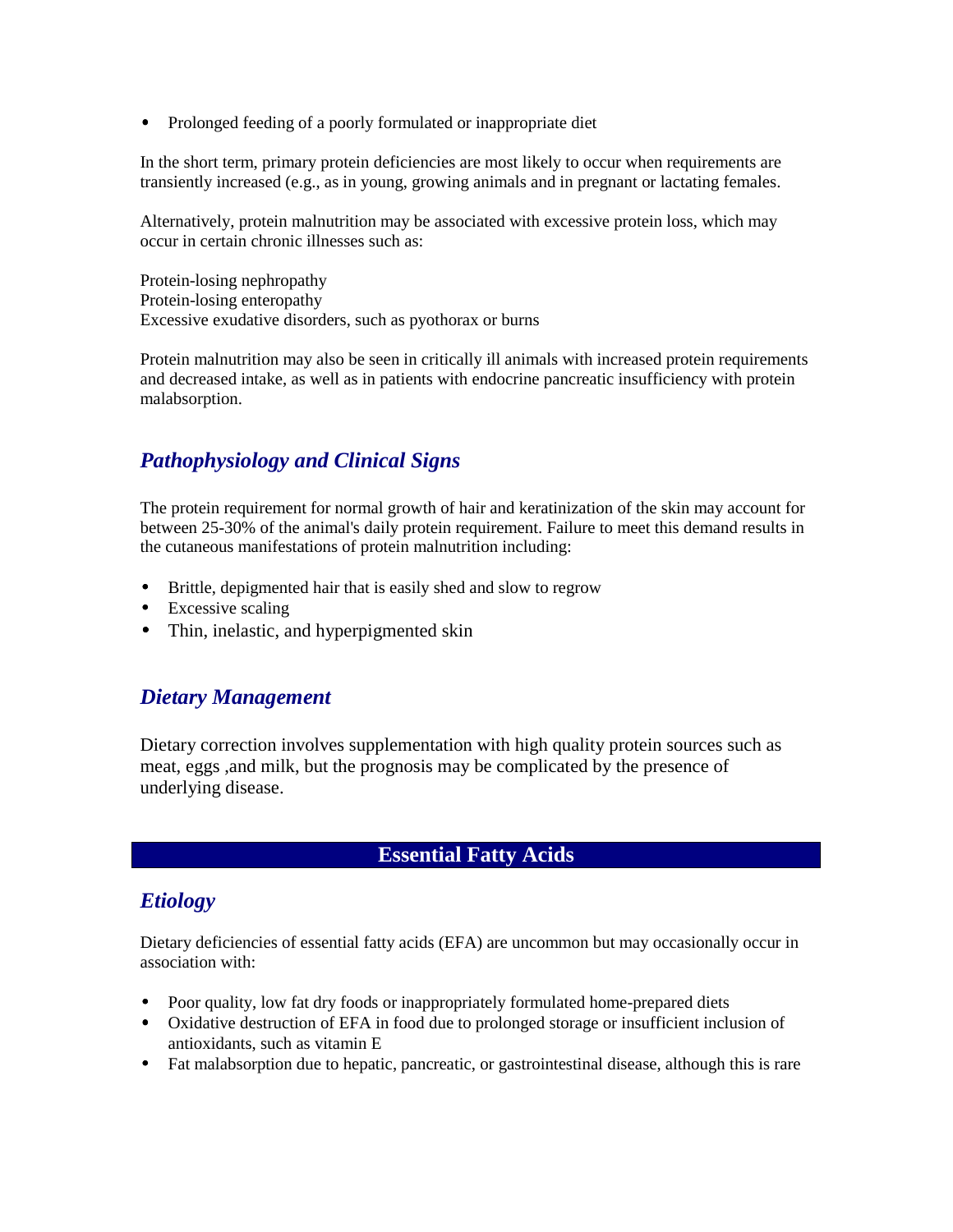- Prolonged feeding of a poorly formulated or inappropriate diet

In the short term, primary protein deficiencies are most likely to occur when requirements are transiently increased (e.g., as in young, growing animals and in pregnant or lactating females.

Alternatively, protein malnutrition may be associated with excessive protein loss, which may occur in certain chronic illnesses such as:

Protein-losing nephropathy
Protein-losing enteropathy
Excessive exudative disorders, such as pyothorax or burns

Protein malnutrition may also be seen in critically ill animals with increased protein requirements and decreased intake, as well as in patients with endocrine pancreatic insufficiency with protein malabsorption.

## *Pathophysiology and Clinical Signs*

The protein requirement for normal growth of hair and keratinization of the skin may account for between 25-30% of the animal's daily protein requirement. Failure to meet this demand results in the cutaneous manifestations of protein malnutrition including:

- Brittle, depigmented hair that is easily shed and slow to regrow
- Excessive scaling
- Thin, inelastic, and hyperpigmented skin

## *Dietary Management*

Dietary correction involves supplementation with high quality protein sources such as meat, eggs ,and milk, but the prognosis may be complicated by the presence of underlying disease.

# Essential Fatty Acids

## *Etiology*

Dietary deficiencies of essential fatty acids (EFA) are uncommon but may occasionally occur in association with:

- Poor quality, low fat dry foods or inappropriately formulated home-prepared diets
- Oxidative destruction of EFA in food due to prolonged storage or insufficient inclusion of antioxidants, such as vitamin E
- Fat malabsorption due to hepatic, pancreatic, or gastrointestinal disease, although this is rare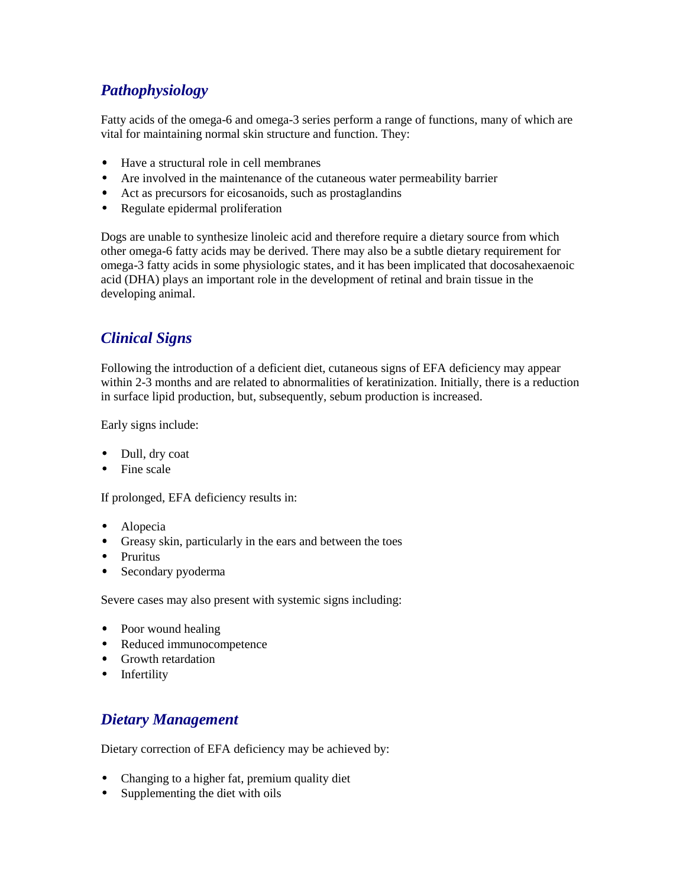## *Pathophysiology*

Fatty acids of the omega-6 and omega-3 series perform a range of functions, many of which are vital for maintaining normal skin structure and function. They:

- Have a structural role in cell membranes
- Are involved in the maintenance of the cutaneous water permeability barrier
- Act as precursors for eicosanoids, such as prostaglandins
- Regulate epidermal proliferation

Dogs are unable to synthesize linoleic acid and therefore require a dietary source from which other omega-6 fatty acids may be derived. There may also be a subtle dietary requirement for omega-3 fatty acids in some physiologic states, and it has been implicated that docosahexaenoic acid (DHA) plays an important role in the development of retinal and brain tissue in the developing animal.

## *Clinical Signs*

Following the introduction of a deficient diet, cutaneous signs of EFA deficiency may appear within 2-3 months and are related to abnormalities of keratinization. Initially, there is a reduction in surface lipid production, but, subsequently, sebum production is increased.

Early signs include:

- Dull, dry coat
- Fine scale

If prolonged, EFA deficiency results in:

- Alopecia
- Greasy skin, particularly in the ears and between the toes
- Pruritus
- Secondary pyoderma

Severe cases may also present with systemic signs including:

- Poor wound healing
- Reduced immunocompetence
- Growth retardation
- Infertility

## *Dietary Management*

Dietary correction of EFA deficiency may be achieved by:

- Changing to a higher fat, premium quality diet
- Supplementing the diet with oils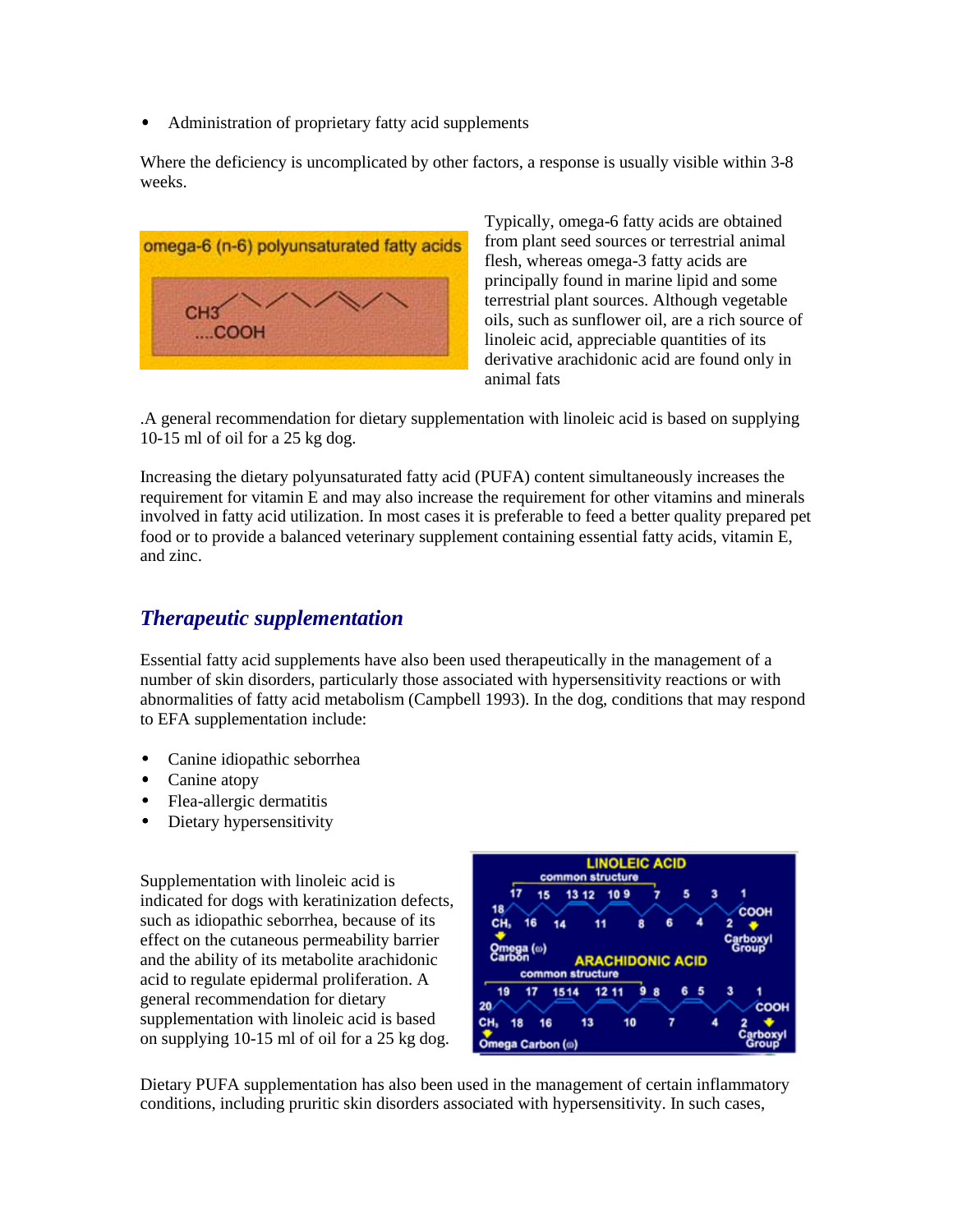- Administration of proprietary fatty acid supplements

Where the deficiency is uncomplicated by other factors, a response is usually visible within 3-8 weeks.

Typically, omega-6 fatty acids are obtained from plant seed sources or terrestrial animal flesh, whereas omega-3 fatty acids are principally found in marine lipid and some terrestrial plant sources. Although vegetable oils, such as sunflower oil, are a rich source of linoleic acid, appreciable quantities of its derivative arachidonic acid are found only in animal fats

.A general recommendation for dietary supplementation with linoleic acid is based on supplying 10-15 ml of oil for a 25 kg dog.

Increasing the dietary polyunsaturated fatty acid (PUFA) content simultaneously increases the requirement for vitamin E and may also increase the requirement for other vitamins and minerals involved in fatty acid utilization. In most cases it is preferable to feed a better quality prepared pet food or to provide a balanced veterinary supplement containing essential fatty acids, vitamin E, and zinc.

## *Therapeutic supplementation*

Essential fatty acid supplements have also been used therapeutically in the management of a number of skin disorders, particularly those associated with hypersensitivity reactions or with abnormalities of fatty acid metabolism (Campbell 1993). In the dog, conditions that may respond to EFA supplementation include:

- Canine idiopathic seborrhea
- Canine atopy
- Flea-allergic dermatitis
- Dietary hypersensitivity

Supplementation with linoleic acid is indicated for dogs with keratinization defects, such as idiopathic seborrhea, because of its effect on the cutaneous permeability barrier and the ability of its metabolite arachidonic acid to regulate epidermal proliferation. A general recommendation for dietary supplementation with linoleic acid is based on supplying 10-15 ml of oil for a 25 kg dog.

Dietary PUFA supplementation has also been used in the management of certain inflammatory conditions, including pruritic skin disorders associated with hypersensitivity. In such cases,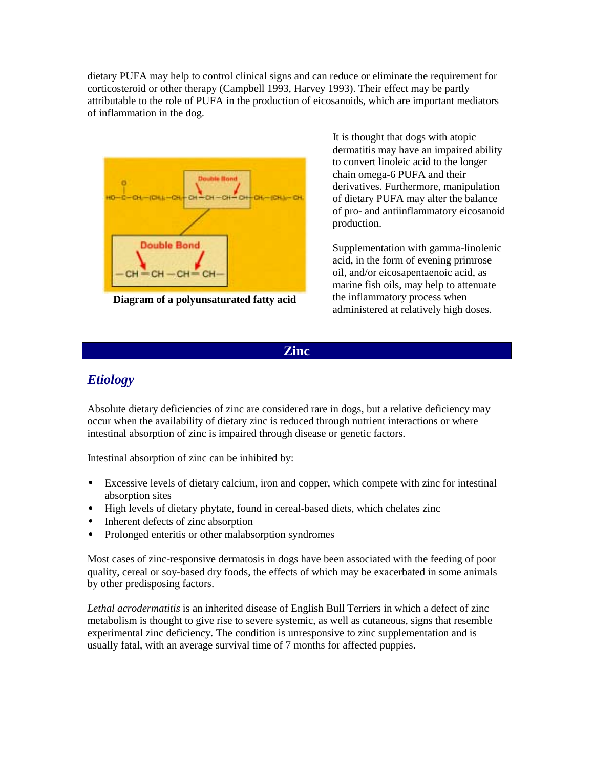dietary PUFA may help to control clinical signs and can reduce or eliminate the requirement for corticosteroid or other therapy (Campbell 1993, Harvey 1993). Their effect may be partly attributable to the role of PUFA in the production of eicosanoids, which are important mediators of inflammation in the dog.

**Diagram of a polyunsaturated fatty acid**

It is thought that dogs with atopic dermatitis may have an impaired ability to convert linoleic acid to the longer chain omega-6 PUFA and their derivatives. Furthermore, manipulation of dietary PUFA may alter the balance of pro- and antiinflammatory eicosanoid production.

Supplementation with gamma-linolenic acid, in the form of evening primrose oil, and/or eicosapentaenoic acid, as marine fish oils, may help to attenuate the inflammatory process when administered at relatively high doses.

## Zinc

### *Etiology*

Absolute dietary deficiencies of zinc are considered rare in dogs, but a relative deficiency may occur when the availability of dietary zinc is reduced through nutrient interactions or where intestinal absorption of zinc is impaired through disease or genetic factors.

Intestinal absorption of zinc can be inhibited by:

- Excessive levels of dietary calcium, iron and copper, which compete with zinc for intestinal absorption sites
- High levels of dietary phytate, found in cereal-based diets, which chelates zinc
- Inherent defects of zinc absorption
- Prolonged enteritis or other malabsorption syndromes

Most cases of zinc-responsive dermatosis in dogs have been associated with the feeding of poor quality, cereal or soy-based dry foods, the effects of which may be exacerbated in some animals by other predisposing factors.

*Lethal acrodermatitis* is an inherited disease of English Bull Terriers in which a defect of zinc metabolism is thought to give rise to severe systemic, as well as cutaneous, signs that resemble experimental zinc deficiency. The condition is unresponsive to zinc supplementation and is usually fatal, with an average survival time of 7 months for affected puppies.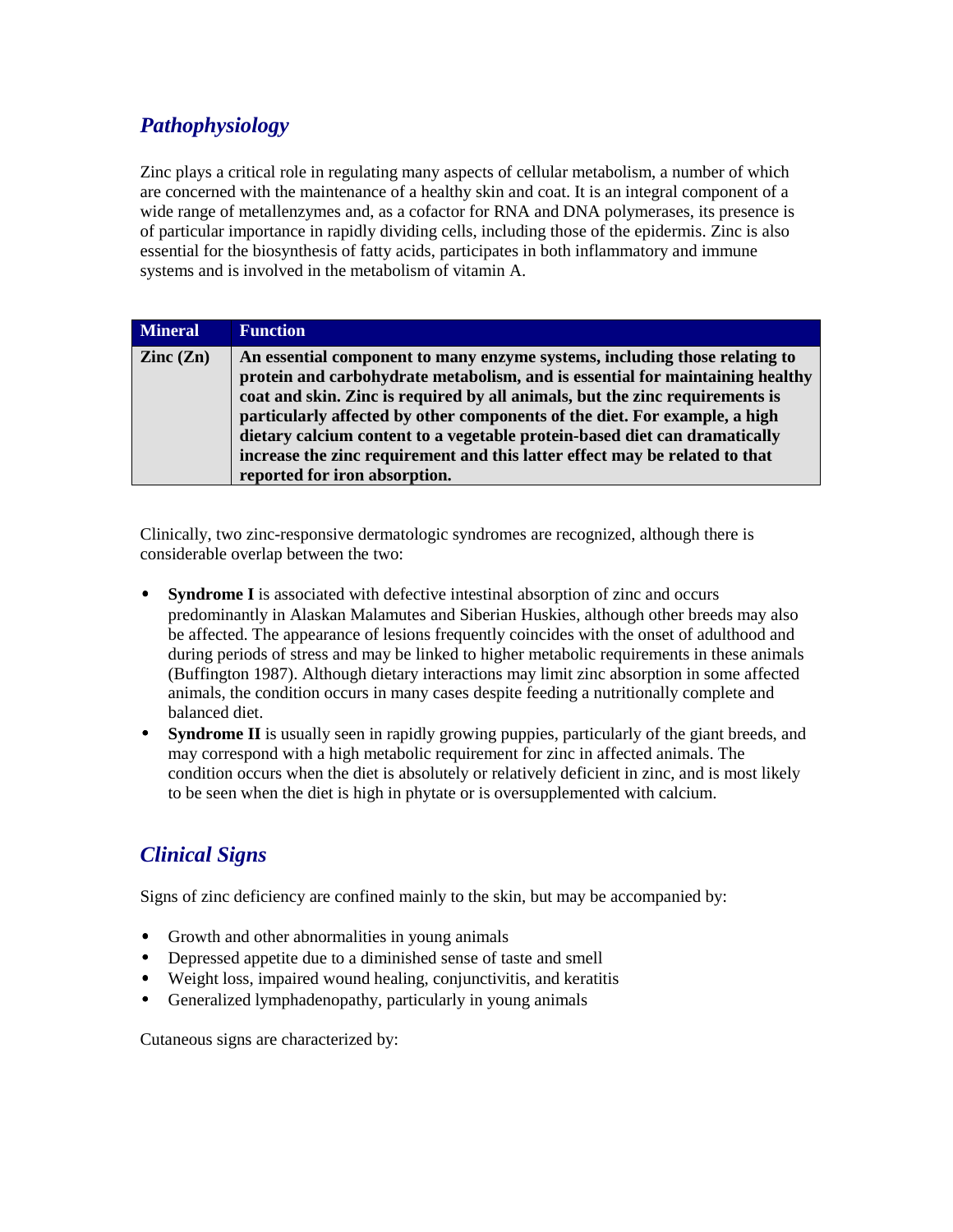## *Pathophysiology*

Zinc plays a critical role in regulating many aspects of cellular metabolism, a number of which are concerned with the maintenance of a healthy skin and coat. It is an integral component of a wide range of metallenzymes and, as a cofactor for RNA and DNA polymerases, its presence is of particular importance in rapidly dividing cells, including those of the epidermis. Zinc is also essential for the biosynthesis of fatty acids, participates in both inflammatory and immune systems and is involved in the metabolism of vitamin A.

| Mineral | Function |
| --- | --- |
| **Zinc (Zn)** | **An essential component to many enzyme systems, including those relating to protein and carbohydrate metabolism, and is essential for maintaining healthy coat and skin. Zinc is required by all animals, but the zinc requirements is particularly affected by other components of the diet. For example, a high dietary calcium content to a vegetable protein-based diet can dramatically increase the zinc requirement and this latter effect may be related to that reported for iron absorption.** |

Clinically, two zinc-responsive dermatologic syndromes are recognized, although there is considerable overlap between the two:

- **Syndrome I** is associated with defective intestinal absorption of zinc and occurs predominantly in Alaskan Malamutes and Siberian Huskies, although other breeds may also be affected. The appearance of lesions frequently coincides with the onset of adulthood and during periods of stress and may be linked to higher metabolic requirements in these animals (Buffington 1987). Although dietary interactions may limit zinc absorption in some affected animals, the condition occurs in many cases despite feeding a nutritionally complete and balanced diet.
- **Syndrome II** is usually seen in rapidly growing puppies, particularly of the giant breeds, and may correspond with a high metabolic requirement for zinc in affected animals. The condition occurs when the diet is absolutely or relatively deficient in zinc, and is most likely to be seen when the diet is high in phytate or is oversupplemented with calcium.

## *Clinical Signs*

Signs of zinc deficiency are confined mainly to the skin, but may be accompanied by:

- Growth and other abnormalities in young animals
- Depressed appetite due to a diminished sense of taste and smell
- Weight loss, impaired wound healing, conjunctivitis, and keratitis
- Generalized lymphadenopathy, particularly in young animals

Cutaneous signs are characterized by: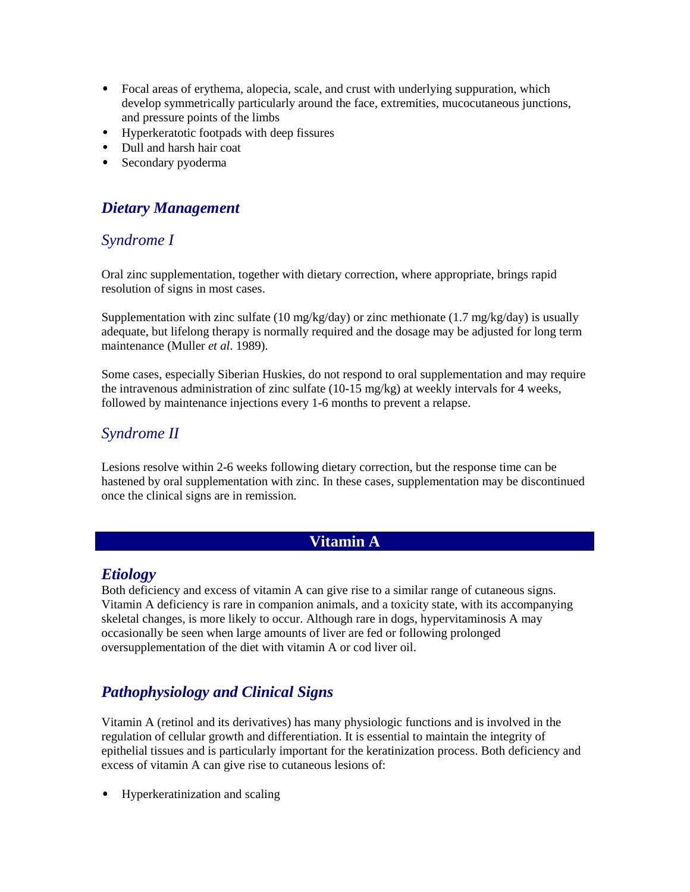- Focal areas of erythema, alopecia, scale, and crust with underlying suppuration, which develop symmetrically particularly around the face, extremities, mucocutaneous junctions, and pressure points of the limbs
- Hyperkeratotic footpads with deep fissures
- Dull and harsh hair coat
- Secondary pyoderma

## *Dietary Management*

### *Syndrome I*

Oral zinc supplementation, together with dietary correction, where appropriate, brings rapid resolution of signs in most cases.

Supplementation with zinc sulfate (10 mg/kg/day) or zinc methionate (1.7 mg/kg/day) is usually adequate, but lifelong therapy is normally required and the dosage may be adjusted for long term maintenance (Muller *et al*. 1989).

Some cases, especially Siberian Huskies, do not respond to oral supplementation and may require the intravenous administration of zinc sulfate (10-15 mg/kg) at weekly intervals for 4 weeks, followed by maintenance injections every 1-6 months to prevent a relapse.

### *Syndrome II*

Lesions resolve within 2-6 weeks following dietary correction, but the response time can be hastened by oral supplementation with zinc. In these cases, supplementation may be discontinued once the clinical signs are in remission.

# Vitamin A

## *Etiology*

Both deficiency and excess of vitamin A can give rise to a similar range of cutaneous signs. Vitamin A deficiency is rare in companion animals, and a toxicity state, with its accompanying skeletal changes, is more likely to occur. Although rare in dogs, hypervitaminosis A may occasionally be seen when large amounts of liver are fed or following prolonged oversupplementation of the diet with vitamin A or cod liver oil.

## *Pathophysiology and Clinical Signs*

Vitamin A (retinol and its derivatives) has many physiologic functions and is involved in the regulation of cellular growth and differentiation. It is essential to maintain the integrity of epithelial tissues and is particularly important for the keratinization process. Both deficiency and excess of vitamin A can give rise to cutaneous lesions of:

- Hyperkeratinization and scaling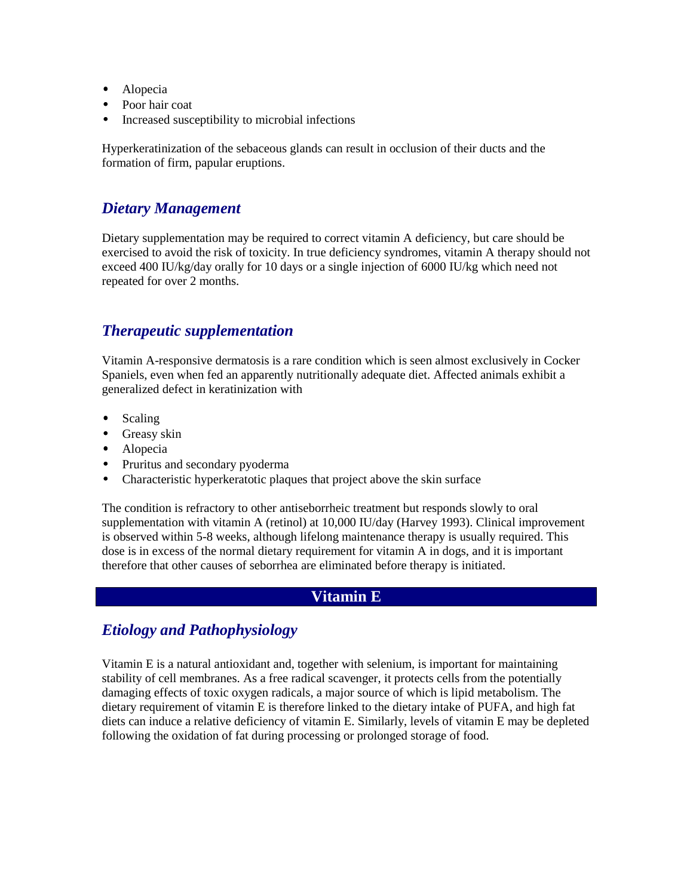- Alopecia
- Poor hair coat
- Increased susceptibility to microbial infections

Hyperkeratinization of the sebaceous glands can result in occlusion of their ducts and the formation of firm, papular eruptions.

### *Dietary Management*

Dietary supplementation may be required to correct vitamin A deficiency, but care should be exercised to avoid the risk of toxicity. In true deficiency syndromes, vitamin A therapy should not exceed 400 IU/kg/day orally for 10 days or a single injection of 6000 IU/kg which need not repeated for over 2 months.

### *Therapeutic supplementation*

Vitamin A-responsive dermatosis is a rare condition which is seen almost exclusively in Cocker Spaniels, even when fed an apparently nutritionally adequate diet. Affected animals exhibit a generalized defect in keratinization with

- Scaling
- Greasy skin
- Alopecia
- Pruritus and secondary pyoderma
- Characteristic hyperkeratotic plaques that project above the skin surface

The condition is refractory to other antiseborrheic treatment but responds slowly to oral supplementation with vitamin A (retinol) at 10,000 IU/day (Harvey 1993). Clinical improvement is observed within 5-8 weeks, although lifelong maintenance therapy is usually required. This dose is in excess of the normal dietary requirement for vitamin A in dogs, and it is important therefore that other causes of seborrhea are eliminated before therapy is initiated.

## Vitamin E

### *Etiology and Pathophysiology*

Vitamin E is a natural antioxidant and, together with selenium, is important for maintaining stability of cell membranes. As a free radical scavenger, it protects cells from the potentially damaging effects of toxic oxygen radicals, a major source of which is lipid metabolism. The dietary requirement of vitamin E is therefore linked to the dietary intake of PUFA, and high fat diets can induce a relative deficiency of vitamin E. Similarly, levels of vitamin E may be depleted following the oxidation of fat during processing or prolonged storage of food.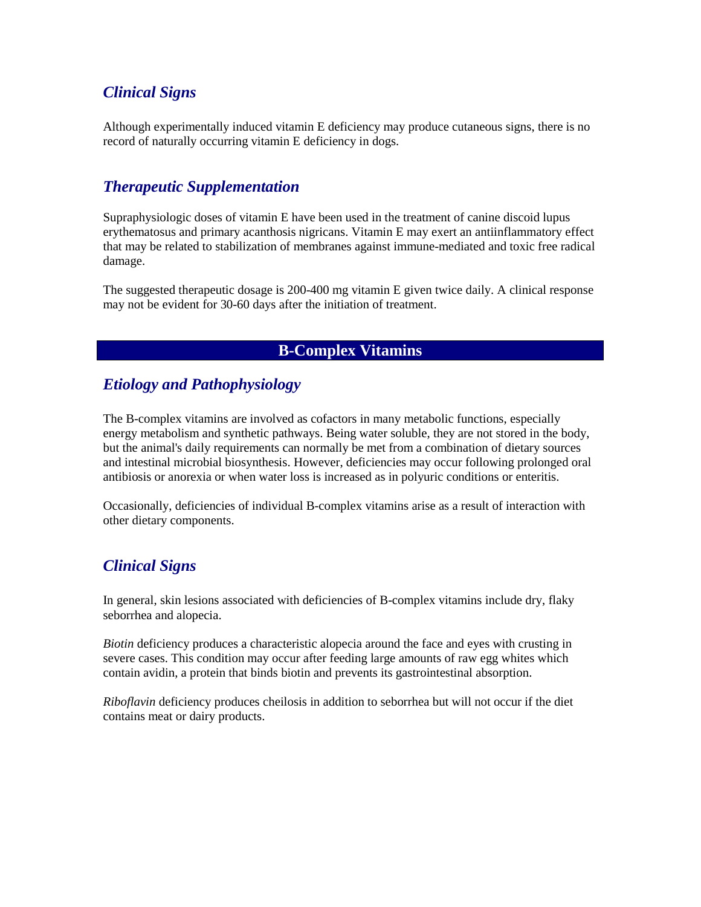### *Clinical Signs*

Although experimentally induced vitamin E deficiency may produce cutaneous signs, there is no record of naturally occurring vitamin E deficiency in dogs.

### *Therapeutic Supplementation*

Supraphysiologic doses of vitamin E have been used in the treatment of canine discoid lupus erythematosus and primary acanthosis nigricans. Vitamin E may exert an antiinflammatory effect that may be related to stabilization of membranes against immune-mediated and toxic free radical damage.

The suggested therapeutic dosage is 200-400 mg vitamin E given twice daily. A clinical response may not be evident for 30-60 days after the initiation of treatment.

## B-Complex Vitamins

### *Etiology and Pathophysiology*

The B-complex vitamins are involved as cofactors in many metabolic functions, especially energy metabolism and synthetic pathways. Being water soluble, they are not stored in the body, but the animal's daily requirements can normally be met from a combination of dietary sources and intestinal microbial biosynthesis. However, deficiencies may occur following prolonged oral antibiosis or anorexia or when water loss is increased as in polyuric conditions or enteritis.

Occasionally, deficiencies of individual B-complex vitamins arise as a result of interaction with other dietary components.

### *Clinical Signs*

In general, skin lesions associated with deficiencies of B-complex vitamins include dry, flaky seborrhea and alopecia.

*Biotin* deficiency produces a characteristic alopecia around the face and eyes with crusting in severe cases. This condition may occur after feeding large amounts of raw egg whites which contain avidin, a protein that binds biotin and prevents its gastrointestinal absorption.

*Riboflavin* deficiency produces cheilosis in addition to seborrhea but will not occur if the diet contains meat or dairy products.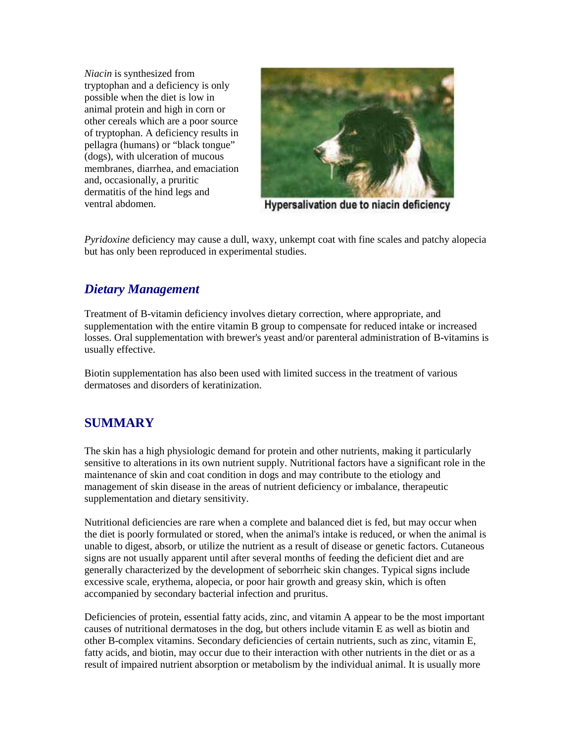*Niacin* is synthesized from tryptophan and a deficiency is only possible when the diet is low in animal protein and high in corn or other cereals which are a poor source of tryptophan. A deficiency results in pellagra (humans) or "black tongue" (dogs), with ulceration of mucous membranes, diarrhea, and emaciation and, occasionally, a pruritic dermatitis of the hind legs and ventral abdomen.

Hypersalivation due to niacin deficiency

*Pyridoxine* deficiency may cause a dull, waxy, unkempt coat with fine scales and patchy alopecia but has only been reproduced in experimental studies.

### *Dietary Management*

Treatment of B-vitamin deficiency involves dietary correction, where appropriate, and supplementation with the entire vitamin B group to compensate for reduced intake or increased losses. Oral supplementation with brewer's yeast and/or parenteral administration of B-vitamins is usually effective.

Biotin supplementation has also been used with limited success in the treatment of various dermatoses and disorders of keratinization.

## SUMMARY

The skin has a high physiologic demand for protein and other nutrients, making it particularly sensitive to alterations in its own nutrient supply. Nutritional factors have a significant role in the maintenance of skin and coat condition in dogs and may contribute to the etiology and management of skin disease in the areas of nutrient deficiency or imbalance, therapeutic supplementation and dietary sensitivity.

Nutritional deficiencies are rare when a complete and balanced diet is fed, but may occur when the diet is poorly formulated or stored, when the animal's intake is reduced, or when the animal is unable to digest, absorb, or utilize the nutrient as a result of disease or genetic factors. Cutaneous signs are not usually apparent until after several months of feeding the deficient diet and are generally characterized by the development of seborrheic skin changes. Typical signs include excessive scale, erythema, alopecia, or poor hair growth and greasy skin, which is often accompanied by secondary bacterial infection and pruritus.

Deficiencies of protein, essential fatty acids, zinc, and vitamin A appear to be the most important causes of nutritional dermatoses in the dog, but others include vitamin E as well as biotin and other B-complex vitamins. Secondary deficiencies of certain nutrients, such as zinc, vitamin E, fatty acids, and biotin, may occur due to their interaction with other nutrients in the diet or as a result of impaired nutrient absorption or metabolism by the individual animal. It is usually more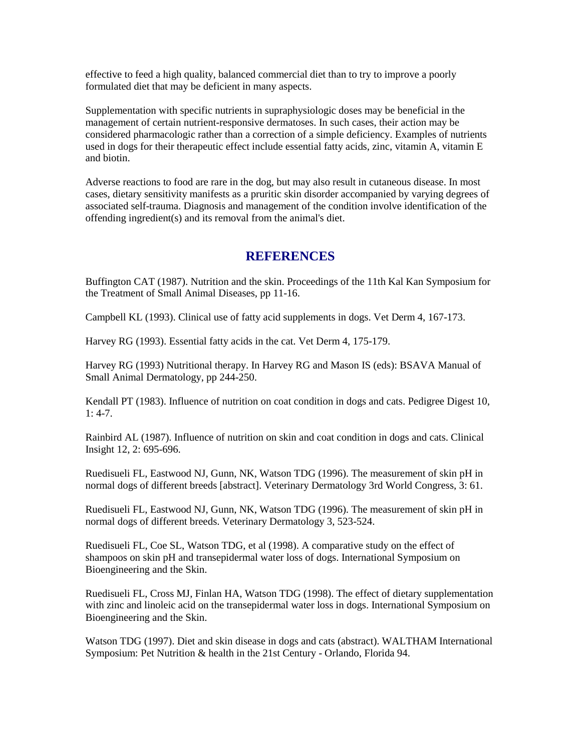effective to feed a high quality, balanced commercial diet than to try to improve a poorly formulated diet that may be deficient in many aspects.

Supplementation with specific nutrients in supraphysiologic doses may be beneficial in the management of certain nutrient-responsive dermatoses. In such cases, their action may be considered pharmacologic rather than a correction of a simple deficiency. Examples of nutrients used in dogs for their therapeutic effect include essential fatty acids, zinc, vitamin A, vitamin E and biotin.

Adverse reactions to food are rare in the dog, but may also result in cutaneous disease. In most cases, dietary sensitivity manifests as a pruritic skin disorder accompanied by varying degrees of associated self-trauma. Diagnosis and management of the condition involve identification of the offending ingredient(s) and its removal from the animal's diet.

## REFERENCES

Buffington CAT (1987). Nutrition and the skin. Proceedings of the 11th Kal Kan Symposium for the Treatment of Small Animal Diseases, pp 11-16.

Campbell KL (1993). Clinical use of fatty acid supplements in dogs. Vet Derm 4, 167-173.

Harvey RG (1993). Essential fatty acids in the cat. Vet Derm 4, 175-179.

Harvey RG (1993) Nutritional therapy. In Harvey RG and Mason IS (eds): BSAVA Manual of Small Animal Dermatology, pp 244-250.

Kendall PT (1983). Influence of nutrition on coat condition in dogs and cats. Pedigree Digest 10, 1: 4-7.

Rainbird AL (1987). Influence of nutrition on skin and coat condition in dogs and cats. Clinical Insight 12, 2: 695-696.

Ruedisueli FL, Eastwood NJ, Gunn, NK, Watson TDG (1996). The measurement of skin pH in normal dogs of different breeds [abstract]. Veterinary Dermatology 3rd World Congress, 3: 61.

Ruedisueli FL, Eastwood NJ, Gunn, NK, Watson TDG (1996). The measurement of skin pH in normal dogs of different breeds. Veterinary Dermatology 3, 523-524.

Ruedisueli FL, Coe SL, Watson TDG, et al (1998). A comparative study on the effect of shampoos on skin pH and transepidermal water loss of dogs. International Symposium on Bioengineering and the Skin.

Ruedisueli FL, Cross MJ, Finlan HA, Watson TDG (1998). The effect of dietary supplementation with zinc and linoleic acid on the transepidermal water loss in dogs. International Symposium on Bioengineering and the Skin.

Watson TDG (1997). Diet and skin disease in dogs and cats (abstract). WALTHAM International Symposium: Pet Nutrition & health in the 21st Century - Orlando, Florida 94.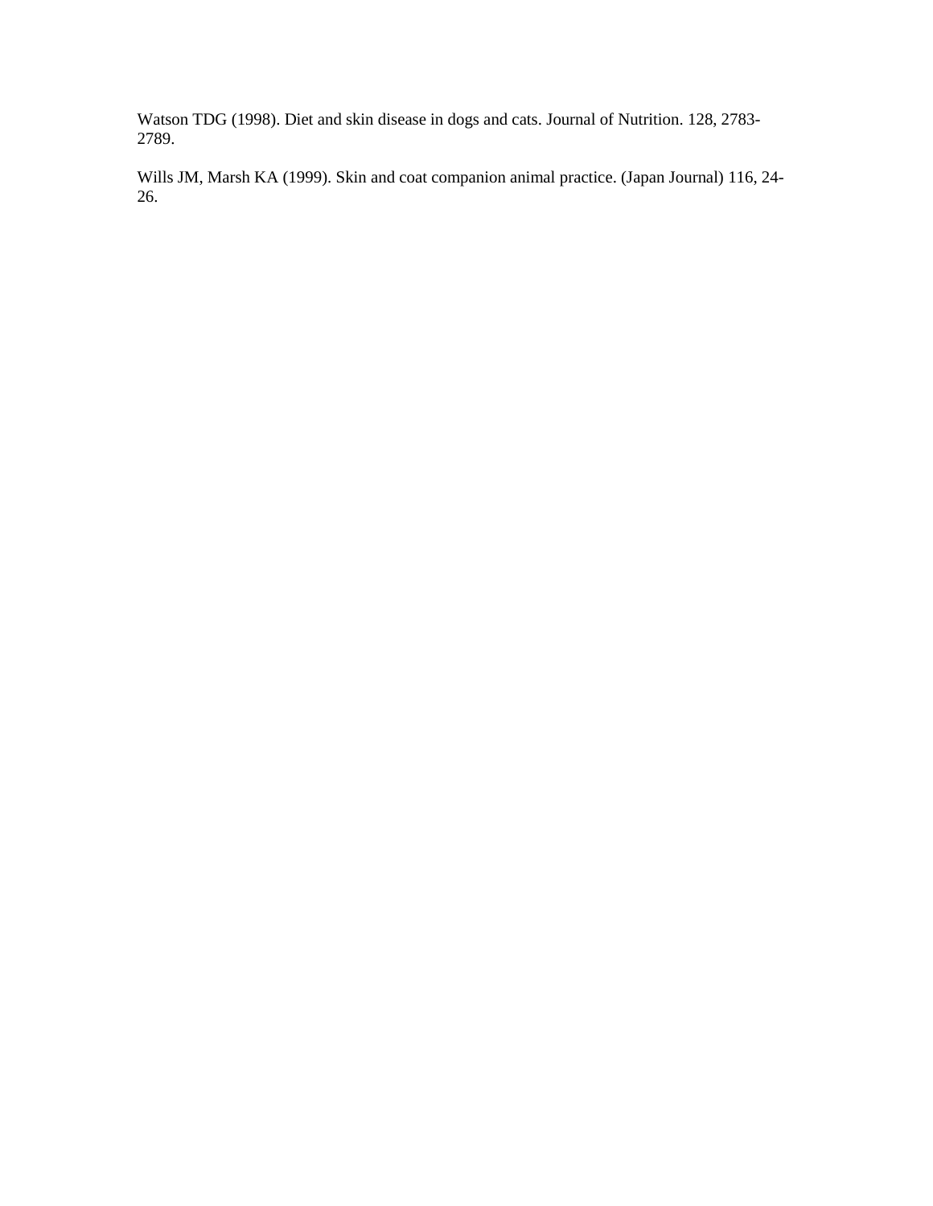Watson TDG (1998). Diet and skin disease in dogs and cats. Journal of Nutrition. 128, 2783-2789.

Wills JM, Marsh KA (1999). Skin and coat companion animal practice. (Japan Journal) 116, 24-26.